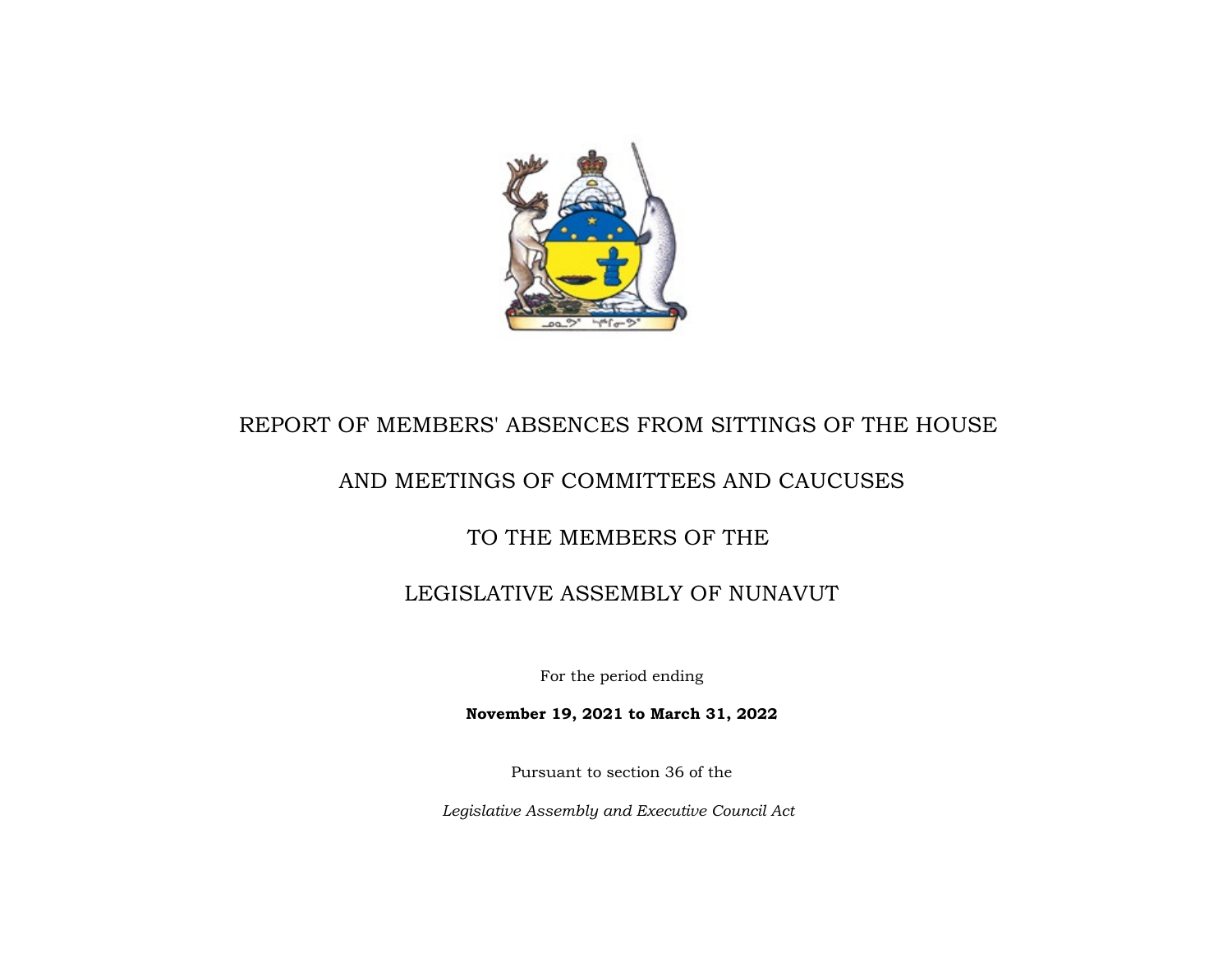# REPORT OF MEMBERS' ABSENCES FROM SITTINGS OF THE HOUSE

# AND MEETINGS OF COMMITTEES AND CAUCUSES

# TO THE MEMBERS OF THE

# LEGISLATIVE ASSEMBLY OF NUNAVUT

For the period ending

**November 19, 2021 to March 31, 2022**

Pursuant to section 36 of the

*Legislative Assembly and Executive Council Act*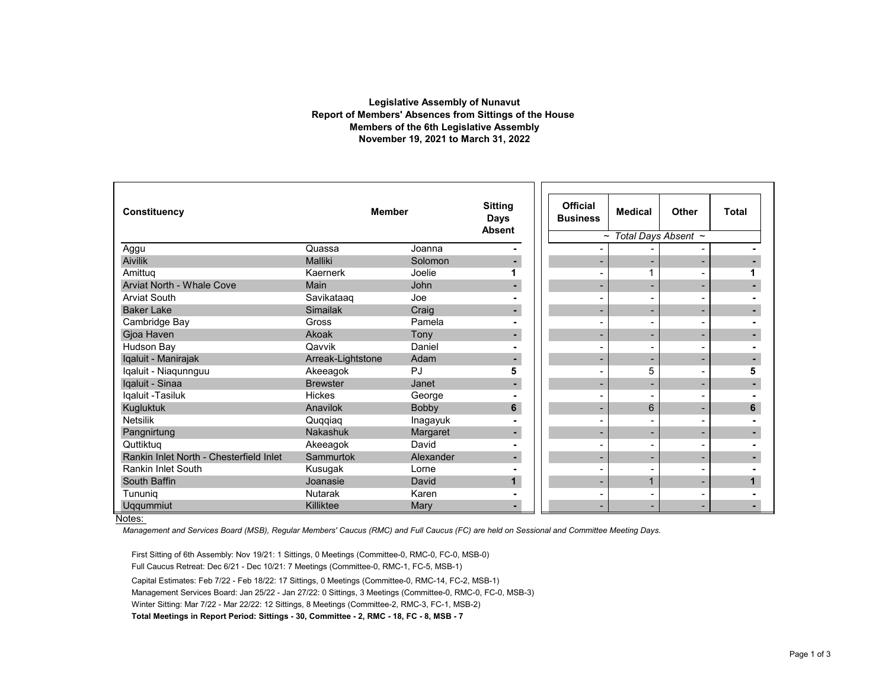**Legislative Assembly of Nunavut**
**Report of Members' Absences from Sittings of the House**
**Members of the 6th Legislative Assembly**
**November 19, 2021 to March 31, 2022**

| Constituency | Member | | Sitting Days Absent | Official Business | Medical | Other | Total |
|---|---|---|---|---|---|---|---|
| | | | | *~ Total Days Absent ~* | | | |
| Aggu | Quassa | Joanna | - | - | - | - | - |
| Aivilik | Malliki | Solomon | - | - | - | - | - |
| Amittuq | Kaernerk | Joelie | 1 | - | 1 | - | 1 |
| Arviat North - Whale Cove | Main | John | - | - | - | - | - |
| Arviat South | Savikataaq | Joe | - | - | - | - | - |
| Baker Lake | Simailak | Craig | - | - | - | - | - |
| Cambridge Bay | Gross | Pamela | - | - | - | - | - |
| Gjoa Haven | Akoak | Tony | - | - | - | - | - |
| Hudson Bay | Qavvik | Daniel | - | - | - | - | - |
| Iqaluit - Manirajak | Arreak-Lightstone | Adam | - | - | - | - | - |
| Iqaluit - Niaqunnguu | Akeeagok | PJ | 5 | - | 5 | - | 5 |
| Iqaluit - Sinaa | Brewster | Janet | - | - | - | - | - |
| Iqaluit -Tasiluk | Hickes | George | - | - | - | - | - |
| Kugluktuk | Anavilok | Bobby | 6 | - | 6 | - | 6 |
| Netsilik | Quqqiaq | Inagayuk | - | - | - | - | - |
| Pangnirtung | Nakashuk | Margaret | - | - | - | - | - |
| Quttiktuq | Akeeagok | David | - | - | - | - | - |
| Rankin Inlet North - Chesterfield Inlet | Sammurtok | Alexander | - | - | - | - | - |
| Rankin Inlet South | Kusugak | Lorne | - | - | - | - | - |
| South Baffin | Joanasie | David | 1 | - | 1 | - | 1 |
| Tununiq | Nutarak | Karen | - | - | - | - | - |
| Uqqummiut | Killiktee | Mary | - | - | - | - | - |

Notes:

*Management and Services Board (MSB), Regular Members' Caucus (RMC) and Full Caucus (FC) are held on Sessional and Committee Meeting Days.*

First Sitting of 6th Assembly: Nov 19/21: 1 Sittings, 0 Meetings (Committee-0, RMC-0, FC-0, MSB-0)
Full Caucus Retreat: Dec 6/21 - Dec 10/21: 7 Meetings (Committee-0, RMC-1, FC-5, MSB-1)
Capital Estimates: Feb 7/22 - Feb 18/22: 17 Sittings, 0 Meetings (Committee-0, RMC-14, FC-2, MSB-1)
Management Services Board: Jan 25/22 - Jan 27/22: 0 Sittings, 3 Meetings (Committee-0, RMC-0, FC-0, MSB-3)
Winter Sitting: Mar 7/22 - Mar 22/22: 12 Sittings, 8 Meetings (Committee-2, RMC-3, FC-1, MSB-2)
**Total Meetings in Report Period: Sittings - 30, Committee - 2, RMC - 18, FC - 8, MSB - 7**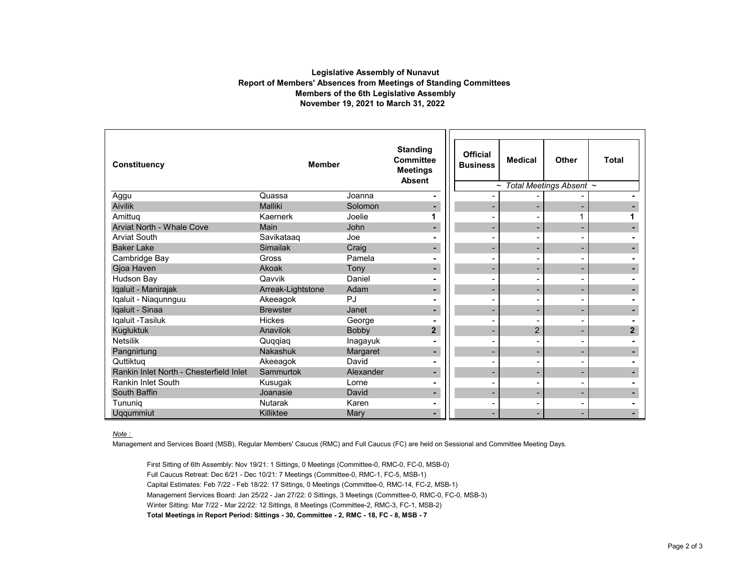**Legislative Assembly of Nunavut**
**Report of Members' Absences from Meetings of Standing Committees**
**Members of the 6th Legislative Assembly**
**November 19, 2021 to March 31, 2022**

| Constituency | Member | | Standing Committee Meetings Absent | Official Business | Medical | Other | Total |
|---|---|---|---|---|---|---|---|
| | | | | ~ *Total Meetings Absent* ~ | | | |
| Aggu | Quassa | Joanna | - | - | - | - | - |
| Aivilik | Malliki | Solomon | - | - | - | - | - |
| Amittuq | Kaernerk | Joelie | 1 | - | - | 1 | 1 |
| Arviat North - Whale Cove | Main | John | - | - | - | - | - |
| Arviat South | Savikataaq | Joe | - | - | - | - | - |
| Baker Lake | Simailak | Craig | - | - | - | - | - |
| Cambridge Bay | Gross | Pamela | - | - | - | - | - |
| Gjoa Haven | Akoak | Tony | - | - | - | - | - |
| Hudson Bay | Qavvik | Daniel | - | - | - | - | - |
| Iqaluit - Manirajak | Arreak-Lightstone | Adam | - | - | - | - | - |
| Iqaluit - Niaqunnguu | Akeeagok | PJ | - | - | - | - | - |
| Iqaluit - Sinaa | Brewster | Janet | - | - | - | - | - |
| Iqaluit -Tasiluk | Hickes | George | - | - | - | - | - |
| Kugluktuk | Anavilok | Bobby | 2 | - | 2 | - | 2 |
| Netsilik | Quqqiaq | Inagayuk | - | - | - | - | - |
| Pangnirtung | Nakashuk | Margaret | - | - | - | - | - |
| Quttiktuq | Akeeagok | David | - | - | - | - | - |
| Rankin Inlet North - Chesterfield Inlet | Sammurtok | Alexander | - | - | - | - | - |
| Rankin Inlet South | Kusugak | Lorne | - | - | - | - | - |
| South Baffin | Joanasie | David | - | - | - | - | - |
| Tununiq | Nutarak | Karen | - | - | - | - | - |
| Uqqummiut | Killiktee | Mary | - | - | - | - | - |

*Note :*

Management and Services Board (MSB), Regular Members' Caucus (RMC) and Full Caucus (FC) are held on Sessional and Committee Meeting Days.

First Sitting of 6th Assembly: Nov 19/21: 1 Sittings, 0 Meetings (Committee-0, RMC-0, FC-0, MSB-0)
Full Caucus Retreat: Dec 6/21 - Dec 10/21: 7 Meetings (Committee-0, RMC-1, FC-5, MSB-1)
Capital Estimates: Feb 7/22 - Feb 18/22: 17 Sittings, 0 Meetings (Committee-0, RMC-14, FC-2, MSB-1)
Management Services Board: Jan 25/22 - Jan 27/22: 0 Sittings, 3 Meetings (Committee-0, RMC-0, FC-0, MSB-3)
Winter Sitting: Mar 7/22 - Mar 22/22: 12 Sittings, 8 Meetings (Committee-2, RMC-3, FC-1, MSB-2)
**Total Meetings in Report Period: Sittings - 30, Committee - 2, RMC - 18, FC - 8, MSB - 7**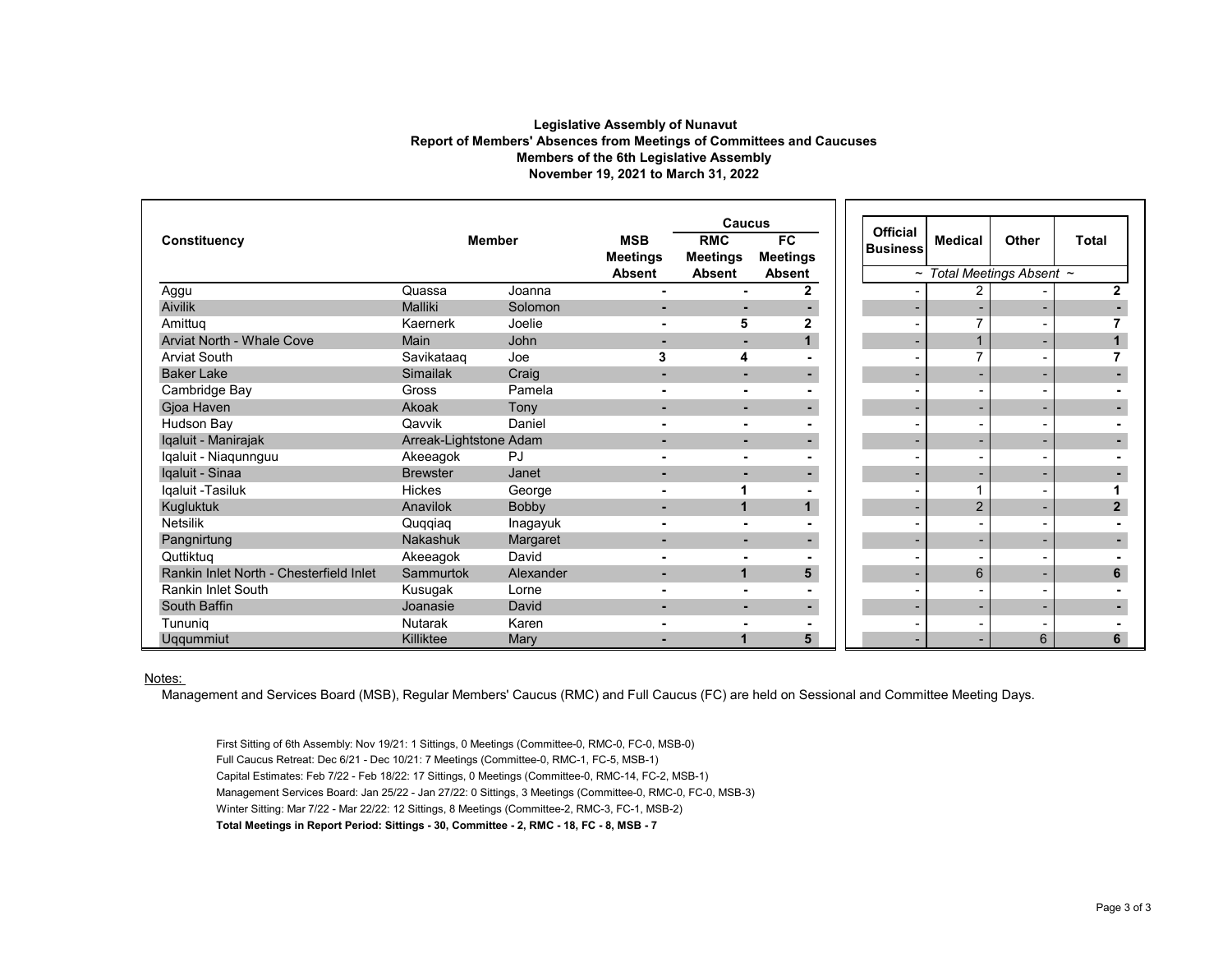**Legislative Assembly of Nunavut**
**Report of Members' Absences from Meetings of Committees and Caucuses**
**Members of the 6th Legislative Assembly**
**November 19, 2021 to March 31, 2022**

| Constituency | Member | | MSB Meetings Absent | Caucus | | Official Business | Medical | Other | Total |
|---|---|---|---|---|---|---|---|---|---|
| | | | | RMC Meetings Absent | FC Meetings Absent | ~ Total Meetings Absent ~ | | | |
| Aggu | Quassa | Joanna | - | - | 2 | - | 2 | - | 2 |
| Aivilik | Malliki | Solomon | - | - | - | - | - | - | - |
| Amittuq | Kaernerk | Joelie | - | 5 | 2 | - | 7 | - | 7 |
| Arviat North - Whale Cove | Main | John | - | - | 1 | - | 1 | - | 1 |
| Arviat South | Savikataaq | Joe | 3 | 4 | - | - | 7 | - | 7 |
| Baker Lake | Simailak | Craig | - | - | - | - | - | - | - |
| Cambridge Bay | Gross | Pamela | - | - | - | - | - | - | - |
| Gjoa Haven | Akoak | Tony | - | - | - | - | - | - | - |
| Hudson Bay | Qavvik | Daniel | - | - | - | - | - | - | - |
| Iqaluit - Manirajak | Arreak-Lightstone | Adam | - | - | - | - | - | - | - |
| Iqaluit - Niaqunnguu | Akeeagok | PJ | - | - | - | - | - | - | - |
| Iqaluit - Sinaa | Brewster | Janet | - | - | - | - | - | - | - |
| Iqaluit -Tasiluk | Hickes | George | - | 1 | - | - | 1 | - | 1 |
| Kugluktuk | Anavilok | Bobby | - | 1 | 1 | - | 2 | - | 2 |
| Netsilik | Quqqiaq | Inagayuk | - | - | - | - | - | - | - |
| Pangnirtung | Nakashuk | Margaret | - | - | - | - | - | - | - |
| Quttiktuq | Akeeagok | David | - | - | - | - | - | - | - |
| Rankin Inlet North - Chesterfield Inlet | Sammurtok | Alexander | - | 1 | 5 | - | 6 | - | 6 |
| Rankin Inlet South | Kusugak | Lorne | - | - | - | - | - | - | - |
| South Baffin | Joanasie | David | - | - | - | - | - | - | - |
| Tununiq | Nutarak | Karen | - | - | - | - | - | - | - |
| Uqqummiut | Killiktee | Mary | - | 1 | 5 | - | - | 6 | 6 |

Notes:

Management and Services Board (MSB), Regular Members' Caucus (RMC) and Full Caucus (FC) are held on Sessional and Committee Meeting Days.

First Sitting of 6th Assembly: Nov 19/21: 1 Sittings, 0 Meetings (Committee-0, RMC-0, FC-0, MSB-0)
Full Caucus Retreat: Dec 6/21 - Dec 10/21: 7 Meetings (Committee-0, RMC-1, FC-5, MSB-1)
Capital Estimates: Feb 7/22 - Feb 18/22: 17 Sittings, 0 Meetings (Committee-0, RMC-14, FC-2, MSB-1)
Management Services Board: Jan 25/22 - Jan 27/22: 0 Sittings, 3 Meetings (Committee-0, RMC-0, FC-0, MSB-3)
Winter Sitting: Mar 7/22 - Mar 22/22: 12 Sittings, 8 Meetings (Committee-2, RMC-3, FC-1, MSB-2)
**Total Meetings in Report Period: Sittings - 30, Committee - 2, RMC - 18, FC - 8, MSB - 7**